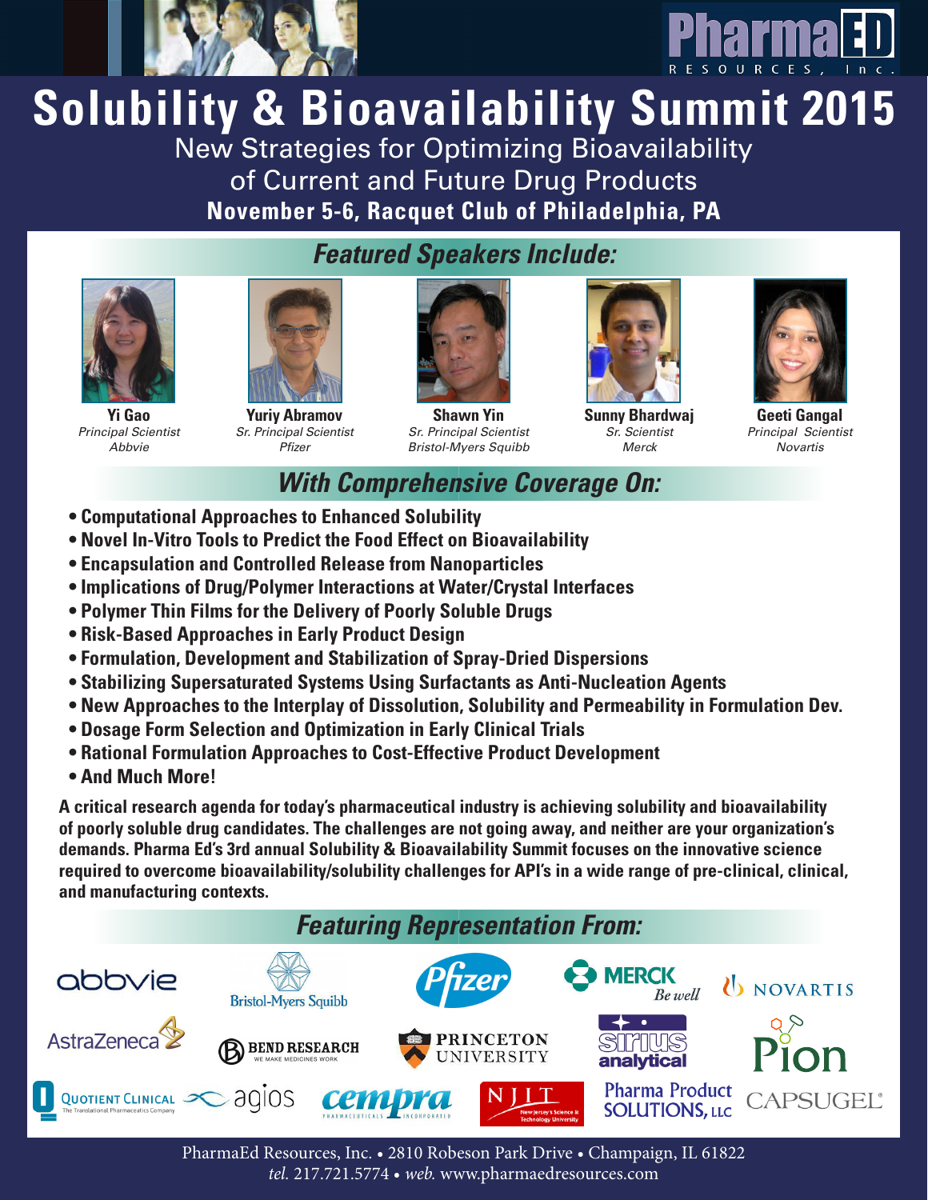PharmaED RESOURCES, Inc.

# Solubility & Bioavailability Summit 2015

## New Strategies for Optimizing Bioavailability of Current and Future Drug Products

**November 5-6, Racquet Club of Philadelphia, PA**

## *Featured Speakers Include:*

**Yi Gao**
*Principal Scientist*
*Abbvie*

**Yuriy Abramov**
*Sr. Principal Scientist*
*Pfizer*

**Shawn Yin**
*Sr. Principal Scientist*
*Bristol-Myers Squibb*

**Sunny Bhardwaj**
*Sr. Scientist*
*Merck*

**Geeti Gangal**
*Principal Scientist*
*Novartis*

## *With Comprehensive Coverage On:*

- **Computational Approaches to Enhanced Solubility**
- **Novel In-Vitro Tools to Predict the Food Effect on Bioavailability**
- **Encapsulation and Controlled Release from Nanoparticles**
- **Implications of Drug/Polymer Interactions at Water/Crystal Interfaces**
- **Polymer Thin Films for the Delivery of Poorly Soluble Drugs**
- **Risk-Based Approaches in Early Product Design**
- **Formulation, Development and Stabilization of Spray-Dried Dispersions**
- **Stabilizing Supersaturated Systems Using Surfactants as Anti-Nucleation Agents**
- **New Approaches to the Interplay of Dissolution, Solubility and Permeability in Formulation Dev.**
- **Dosage Form Selection and Optimization in Early Clinical Trials**
- **Rational Formulation Approaches to Cost-Effective Product Development**
- **And Much More!**

**A critical research agenda for today's pharmaceutical industry is achieving solubility and bioavailability of poorly soluble drug candidates. The challenges are not going away, and neither are your organization's demands. Pharma Ed's 3rd annual Solubility & Bioavailability Summit focuses on the innovative science required to overcome bioavailability/solubility challenges for API's in a wide range of pre-clinical, clinical, and manufacturing contexts.**

## *Featuring Representation From:*

abbvie • Bristol-Myers Squibb • Pfizer • MERCK Be well • NOVARTIS • AstraZeneca • BEND RESEARCH We make medicines work • PRINCETON UNIVERSITY • sirius analytical • Pion • QUOTIENT CLINICAL The Translational Pharmaceutics Company • agios • cempra PHARMACEUTICALS INCORPORATED • NJIT New Jersey's Science & Technology University • Pharma Product SOLUTIONS, LLC • CAPSUGEL

PharmaEd Resources, Inc. • 2810 Robeson Park Drive • Champaign, IL 61822
*tel.* 217.721.5774 • *web.* www.pharmaedresources.com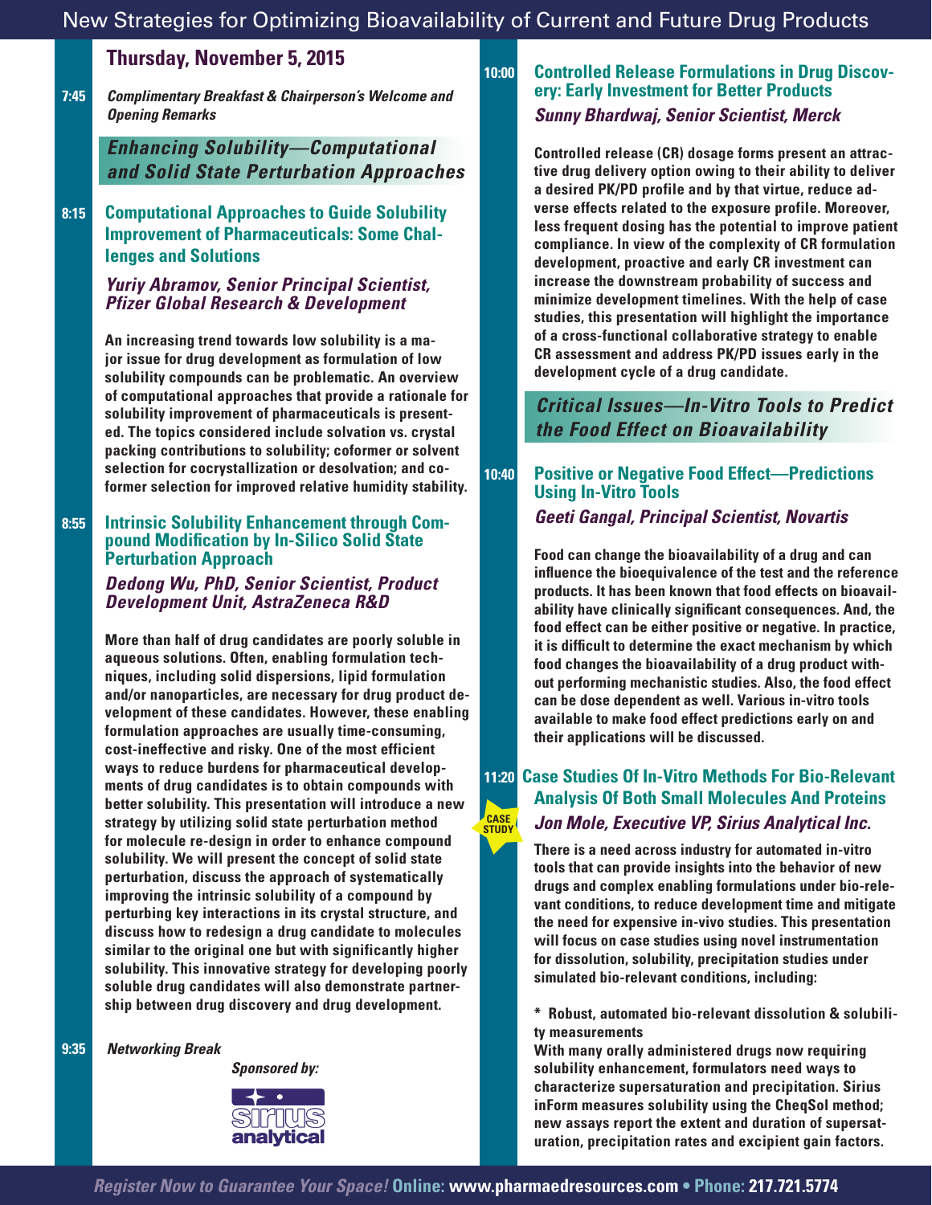## Thursday, November 5, 2015

**7:45** *Complimentary Breakfast & Chairperson's Welcome and Opening Remarks*

### *Enhancing Solubility—Computational and Solid State Perturbation Approaches*

**8:15** **Computational Approaches to Guide Solubility Improvement of Pharmaceuticals: Some Challenges and Solutions**

***Yuriy Abramov, Senior Principal Scientist, Pfizer Global Research & Development***

An increasing trend towards low solubility is a major issue for drug development as formulation of low solubility compounds can be problematic. An overview of computational approaches that provide a rationale for solubility improvement of pharmaceuticals is presented. The topics considered include solvation vs. crystal packing contributions to solubility; coformer or solvent selection for cocrystallization or desolvation; and coformer selection for improved relative humidity stability.

**8:55** **Intrinsic Solubility Enhancement through Compound Modification by In-Silico Solid State Perturbation Approach**

***Dedong Wu, PhD, Senior Scientist, Product Development Unit, AstraZeneca R&D***

More than half of drug candidates are poorly soluble in aqueous solutions. Often, enabling formulation techniques, including solid dispersions, lipid formulation and/or nanoparticles, are necessary for drug product development of these candidates. However, these enabling formulation approaches are usually time-consuming, cost-ineffective and risky. One of the most efficient ways to reduce burdens for pharmaceutical developments of drug candidates is to obtain compounds with better solubility. This presentation will introduce a new strategy by utilizing solid state perturbation method for molecule re-design in order to enhance compound solubility. We will present the concept of solid state perturbation, discuss the approach of systematically improving the intrinsic solubility of a compound by perturbing key interactions in its crystal structure, and discuss how to redesign a drug candidate to molecules similar to the original one but with significantly higher solubility. This innovative strategy for developing poorly soluble drug candidates will also demonstrate partnership between drug discovery and drug development.

**9:35** *Networking Break*

*Sponsored by:*

sirius analytical

**10:00** **Controlled Release Formulations in Drug Discovery: Early Investment for Better Products**

***Sunny Bhardwaj, Senior Scientist, Merck***

Controlled release (CR) dosage forms present an attractive drug delivery option owing to their ability to deliver a desired PK/PD profile and by that virtue, reduce adverse effects related to the exposure profile. Moreover, less frequent dosing has the potential to improve patient compliance. In view of the complexity of CR formulation development, proactive and early CR investment can increase the downstream probability of success and minimize development timelines. With the help of case studies, this presentation will highlight the importance of a cross-functional collaborative strategy to enable CR assessment and address PK/PD issues early in the development cycle of a drug candidate.

### *Critical Issues—In-Vitro Tools to Predict the Food Effect on Bioavailability*

**10:40** **Positive or Negative Food Effect—Predictions Using In-Vitro Tools**

***Geeti Gangal, Principal Scientist, Novartis***

Food can change the bioavailability of a drug and can influence the bioequivalence of the test and the reference products. It has been known that food effects on bioavailability have clinically significant consequences. And, the food effect can be either positive or negative. In practice, it is difficult to determine the exact mechanism by which food changes the bioavailability of a drug product without performing mechanistic studies. Also, the food effect can be dose dependent as well. Various in-vitro tools available to make food effect predictions early on and their applications will be discussed.

**11:20** **Case Studies Of In-Vitro Methods For Bio-Relevant Analysis Of Both Small Molecules And Proteins**

CASE STUDY

***Jon Mole, Executive VP, Sirius Analytical Inc.***

There is a need across industry for automated in-vitro tools that can provide insights into the behavior of new drugs and complex enabling formulations under bio-relevant conditions, to reduce development time and mitigate the need for expensive in-vivo studies. This presentation will focus on case studies using novel instrumentation for dissolution, solubility, precipitation studies under simulated bio-relevant conditions, including:

* Robust, automated bio-relevant dissolution & solubility measurements

With many orally administered drugs now requiring solubility enhancement, formulators need ways to characterize supersaturation and precipitation. Sirius inForm measures solubility using the CheqSol method; new assays report the extent and duration of supersaturation, precipitation rates and excipient gain factors.

*Register Now to Guarantee Your Space!* **Online:** www.pharmaedresources.com • **Phone:** 217.721.5774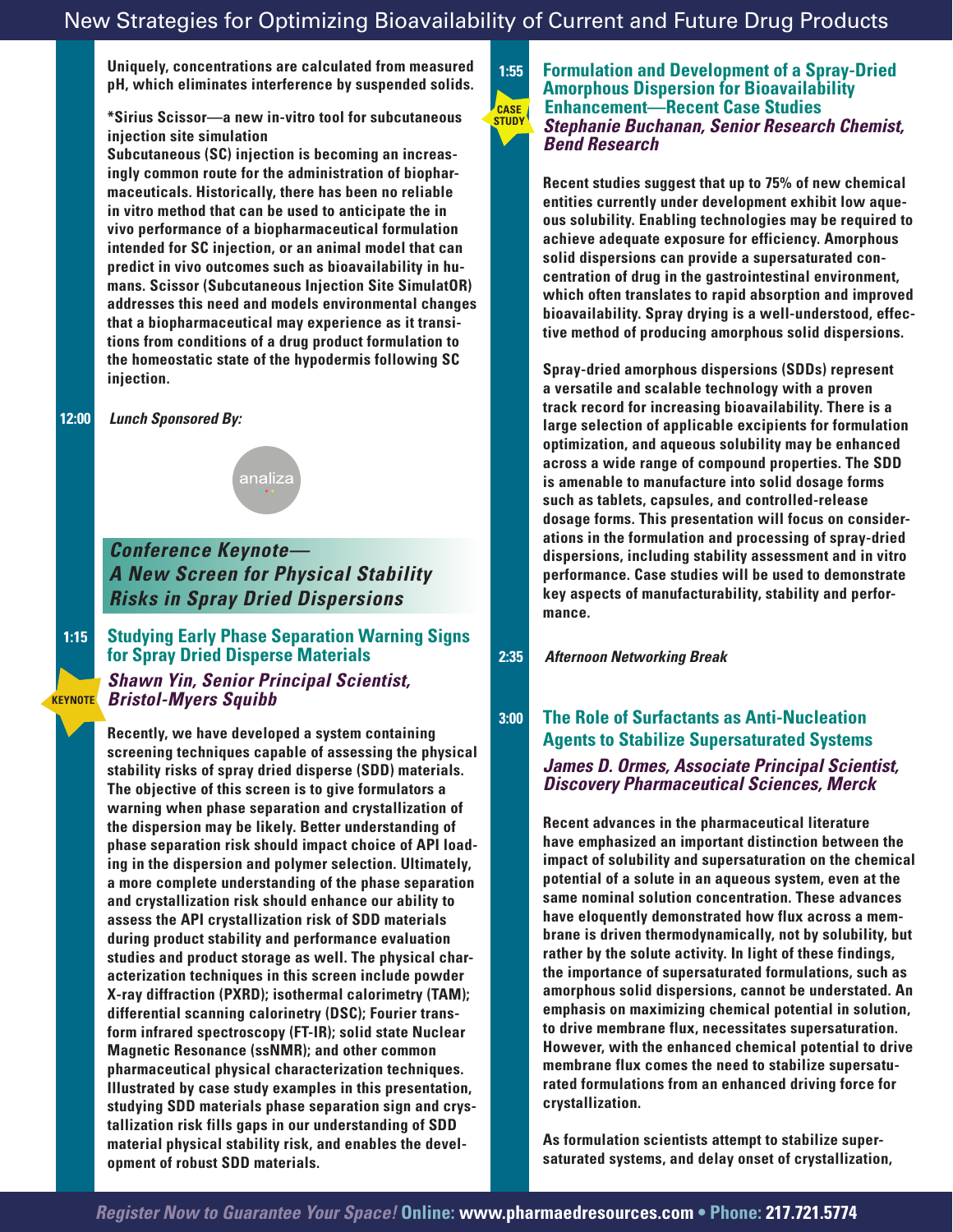Uniquely, concentrations are calculated from measured pH, which eliminates interference by suspended solids.

**\*Sirius Scissor—a new in-vitro tool for subcutaneous injection site simulation**

Subcutaneous (SC) injection is becoming an increasingly common route for the administration of biopharmaceuticals. Historically, there has been no reliable in vitro method that can be used to anticipate the in vivo performance of a biopharmaceutical formulation intended for SC injection, or an animal model that can predict in vivo outcomes such as bioavailability in humans. Scissor (Subcutaneous Injection Site SimulatOR) addresses this need and models environmental changes that a biopharmaceutical may experience as it transitions from conditions of a drug product formulation to the homeostatic state of the hypodermis following SC injection.

**12:00** *Lunch Sponsored By:*

analiza

## *Conference Keynote— A New Screen for Physical Stability Risks in Spray Dried Dispersions*

**1:15** KEYNOTE

### Studying Early Phase Separation Warning Signs for Spray Dried Disperse Materials

***Shawn Yin, Senior Principal Scientist, Bristol-Myers Squibb***

Recently, we have developed a system containing screening techniques capable of assessing the physical stability risks of spray dried disperse (SDD) materials. The objective of this screen is to give formulators a warning when phase separation and crystallization of the dispersion may be likely. Better understanding of phase separation risk should impact choice of API loading in the dispersion and polymer selection. Ultimately, a more complete understanding of the phase separation and crystallization risk should enhance our ability to assess the API crystallization risk of SDD materials during product stability and performance evaluation studies and product storage as well. The physical characterization techniques in this screen include powder X-ray diffraction (PXRD); isothermal calorimetry (TAM); differential scanning calorimetry (DSC); Fourier transform infrared spectroscopy (FT-IR); solid state Nuclear Magnetic Resonance (ssNMR); and other common pharmaceutical physical characterization techniques. Illustrated by case study examples in this presentation, studying SDD materials phase separation sign and crystallization risk fills gaps in our understanding of SDD material physical stability risk, and enables the development of robust SDD materials.

**1:55** CASE STUDY

### Formulation and Development of a Spray-Dried Amorphous Dispersion for Bioavailability Enhancement—Recent Case Studies

***Stephanie Buchanan, Senior Research Chemist, Bend Research***

Recent studies suggest that up to 75% of new chemical entities currently under development exhibit low aqueous solubility. Enabling technologies may be required to achieve adequate exposure for efficiency. Amorphous solid dispersions can provide a supersaturated concentration of drug in the gastrointestinal environment, which often translates to rapid absorption and improved bioavailability. Spray drying is a well-understood, effective method of producing amorphous solid dispersions.

Spray-dried amorphous dispersions (SDDs) represent a versatile and scalable technology with a proven track record for increasing bioavailability. There is a large selection of applicable excipients for formulation optimization, and aqueous solubility may be enhanced across a wide range of compound properties. The SDD is amenable to manufacture into solid dosage forms such as tablets, capsules, and controlled-release dosage forms. This presentation will focus on considerations in the formulation and processing of spray-dried dispersions, including stability assessment and in vitro performance. Case studies will be used to demonstrate key aspects of manufacturability, stability and performance.

**2:35** *Afternoon Networking Break*

**3:00**

### The Role of Surfactants as Anti-Nucleation Agents to Stabilize Supersaturated Systems

***James D. Ormes, Associate Principal Scientist, Discovery Pharmaceutical Sciences, Merck***

Recent advances in the pharmaceutical literature have emphasized an important distinction between the impact of solubility and supersaturation on the chemical potential of a solute in an aqueous system, even at the same nominal solution concentration. These advances have eloquently demonstrated how flux across a membrane is driven thermodynamically, not by solubility, but rather by the solute activity. In light of these findings, the importance of supersaturated formulations, such as amorphous solid dispersions, cannot be understated. An emphasis on maximizing chemical potential in solution, to drive membrane flux, necessitates supersaturation. However, with the enhanced chemical potential to drive membrane flux comes the need to stabilize supersaturated formulations from an enhanced driving force for crystallization.

As formulation scientists attempt to stabilize supersaturated systems, and delay onset of crystallization,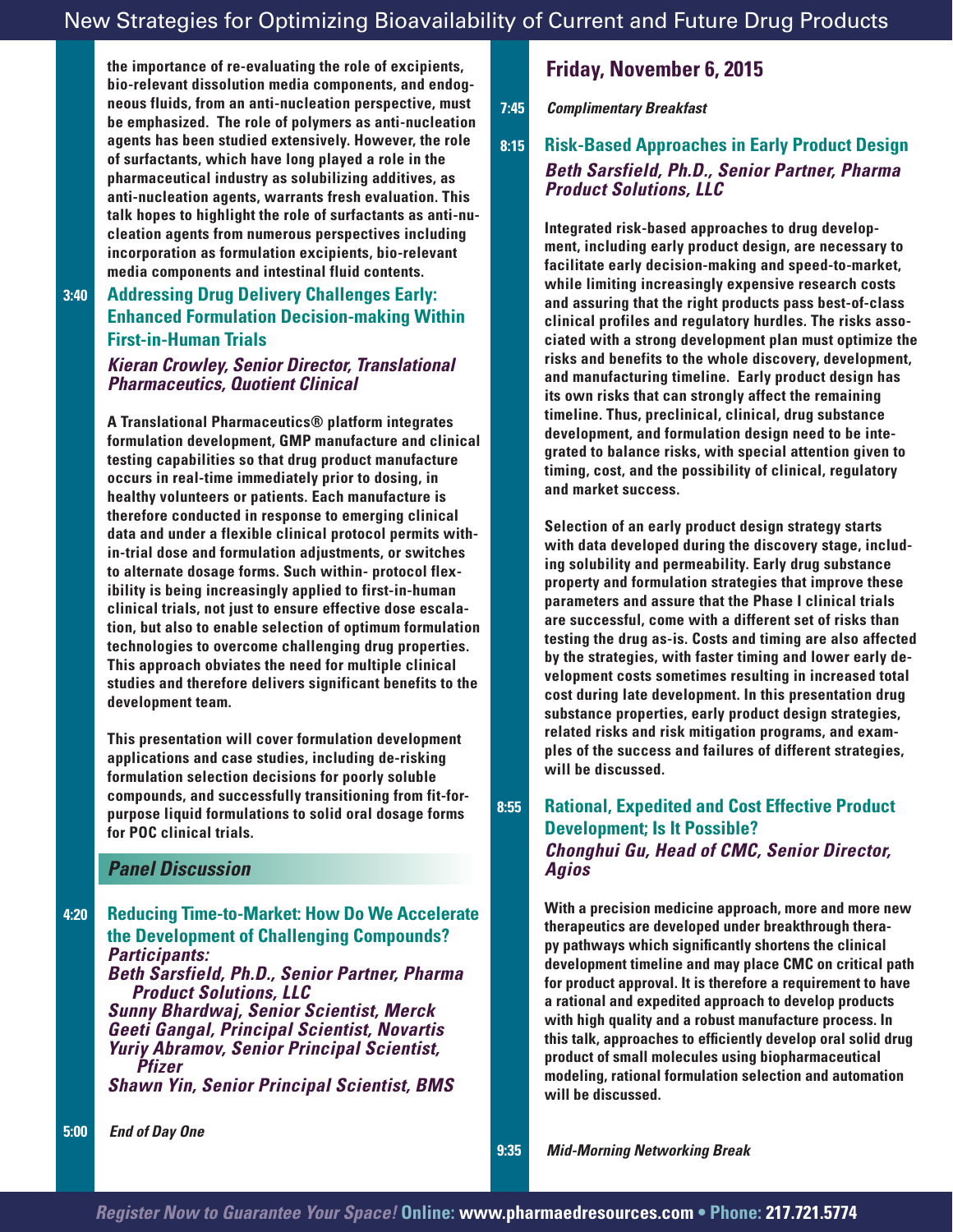the importance of re-evaluating the role of excipients, bio-relevant dissolution media components, and endogneous fluids, from an anti-nucleation perspective, must be emphasized. The role of polymers as anti-nucleation agents has been studied extensively. However, the role of surfactants, which have long played a role in the pharmaceutical industry as solubilizing additives, as anti-nucleation agents, warrants fresh evaluation. This talk hopes to highlight the role of surfactants as anti-nucleation agents from numerous perspectives including incorporation as formulation excipients, bio-relevant media components and intestinal fluid contents.

**3:40** **Addressing Drug Delivery Challenges Early: Enhanced Formulation Decision-making Within First-in-Human Trials**

***Kieran Crowley, Senior Director, Translational Pharmaceutics, Quotient Clinical***

A Translational Pharmaceutics® platform integrates formulation development, GMP manufacture and clinical testing capabilities so that drug product manufacture occurs in real-time immediately prior to dosing, in healthy volunteers or patients. Each manufacture is therefore conducted in response to emerging clinical data and under a flexible clinical protocol permits within-trial dose and formulation adjustments, or switches to alternate dosage forms. Such within- protocol flexibility is being increasingly applied to first-in-human clinical trials, not just to ensure effective dose escalation, but also to enable selection of optimum formulation technologies to overcome challenging drug properties. This approach obviates the need for multiple clinical studies and therefore delivers significant benefits to the development team.

This presentation will cover formulation development applications and case studies, including de-risking formulation selection decisions for poorly soluble compounds, and successfully transitioning from fit-for-purpose liquid formulations to solid oral dosage forms for POC clinical trials.

## *Panel Discussion*

**4:20** **Reducing Time-to-Market: How Do We Accelerate the Development of Challenging Compounds?**

***Participants:***
***Beth Sarsfield, Ph.D., Senior Partner, Pharma Product Solutions, LLC***
***Sunny Bhardwaj, Senior Scientist, Merck***
***Geeti Gangal, Principal Scientist, Novartis***
***Yuriy Abramov, Senior Principal Scientist, Pfizer***
***Shawn Yin, Senior Principal Scientist, BMS***

**5:00** *End of Day One*

## Friday, November 6, 2015

**7:45** *Complimentary Breakfast*

**8:15** **Risk-Based Approaches in Early Product Design**

***Beth Sarsfield, Ph.D., Senior Partner, Pharma Product Solutions, LLC***

Integrated risk-based approaches to drug development, including early product design, are necessary to facilitate early decision-making and speed-to-market, while limiting increasingly expensive research costs and assuring that the right products pass best-of-class clinical profiles and regulatory hurdles. The risks associated with a strong development plan must optimize the risks and benefits to the whole discovery, development, and manufacturing timeline. Early product design has its own risks that can strongly affect the remaining timeline. Thus, preclinical, clinical, drug substance development, and formulation design need to be integrated to balance risks, with special attention given to timing, cost, and the possibility of clinical, regulatory and market success.

Selection of an early product design strategy starts with data developed during the discovery stage, including solubility and permeability. Early drug substance property and formulation strategies that improve these parameters and assure that the Phase I clinical trials are successful, come with a different set of risks than testing the drug as-is. Costs and timing are also affected by the strategies, with faster timing and lower early development costs sometimes resulting in increased total cost during late development. In this presentation drug substance properties, early product design strategies, related risks and risk mitigation programs, and examples of the success and failures of different strategies, will be discussed.

**8:55** **Rational, Expedited and Cost Effective Product Development; Is It Possible?**

***Chonghui Gu, Head of CMC, Senior Director, Agios***

With a precision medicine approach, more and more new therapeutics are developed under breakthrough therapy pathways which significantly shortens the clinical development timeline and may place CMC on critical path for product approval. It is therefore a requirement to have a rational and expedited approach to develop products with high quality and a robust manufacture process. In this talk, approaches to efficiently develop oral solid drug product of small molecules using biopharmaceutical modeling, rational formulation selection and automation will be discussed.

**9:35** *Mid-Morning Networking Break*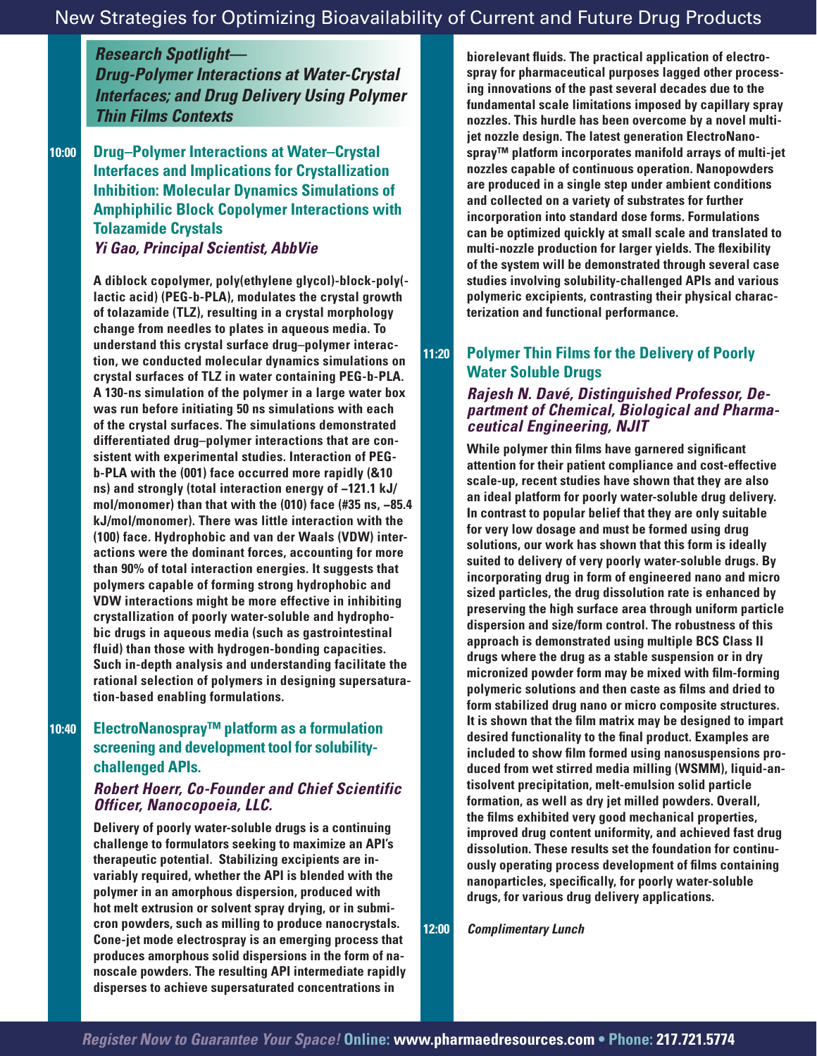## Research Spotlight—
## *Drug-Polymer Interactions at Water-Crystal Interfaces; and Drug Delivery Using Polymer Thin Films Contexts*

**10:00** **Drug–Polymer Interactions at Water–Crystal Interfaces and Implications for Crystallization Inhibition: Molecular Dynamics Simulations of Amphiphilic Block Copolymer Interactions with Tolazamide Crystals**

*Yi Gao, Principal Scientist, AbbVie*

A diblock copolymer, poly(ethylene glycol)-block-poly(-lactic acid) (PEG-b-PLA), modulates the crystal growth of tolazamide (TLZ), resulting in a crystal morphology change from needles to plates in aqueous media. To understand this crystal surface drug–polymer interaction, we conducted molecular dynamics simulations on crystal surfaces of TLZ in water containing PEG-b-PLA. A 130-ns simulation of the polymer in a large water box was run before initiating 50 ns simulations with each of the crystal surfaces. The simulations demonstrated differentiated drug–polymer interactions that are consistent with experimental studies. Interaction of PEG-b-PLA with the (001) face occurred more rapidly (&10 ns) and strongly (total interaction energy of –121.1 kJ/mol/monomer) than that with the (010) face (#35 ns, –85.4 kJ/mol/monomer). There was little interaction with the (100) face. Hydrophobic and van der Waals (VDW) interactions were the dominant forces, accounting for more than 90% of total interaction energies. It suggests that polymers capable of forming strong hydrophobic and VDW interactions might be more effective in inhibiting crystallization of poorly water-soluble and hydrophobic drugs in aqueous media (such as gastrointestinal fluid) than those with hydrogen-bonding capacities. Such in-depth analysis and understanding facilitate the rational selection of polymers in designing supersaturation-based enabling formulations.

**10:40** **ElectroNanospray™ platform as a formulation screening and development tool for solubility-challenged APIs.**

*Robert Hoerr, Co-Founder and Chief Scientific Officer, Nanocopoeia, LLC.*

Delivery of poorly water-soluble drugs is a continuing challenge to formulators seeking to maximize an API's therapeutic potential. Stabilizing excipients are invariably required, whether the API is blended with the polymer in an amorphous dispersion, produced with hot melt extrusion or solvent spray drying, or in submicron powders, such as milling to produce nanocrystals. Cone-jet mode electrospray is an emerging process that produces amorphous solid dispersions in the form of nanoscale powders. The resulting API intermediate rapidly disperses to achieve supersaturated concentrations in biorelevant fluids. The practical application of electrospray for pharmaceutical purposes lagged other processing innovations of the past several decades due to the fundamental scale limitations imposed by capillary spray nozzles. This hurdle has been overcome by a novel multi-jet nozzle design. The latest generation ElectroNanospray™ platform incorporates manifold arrays of multi-jet nozzles capable of continuous operation. Nanopowders are produced in a single step under ambient conditions and collected on a variety of substrates for further incorporation into standard dose forms. Formulations can be optimized quickly at small scale and translated to multi-nozzle production for larger yields. The flexibility of the system will be demonstrated through several case studies involving solubility-challenged APIs and various polymeric excipients, contrasting their physical characterization and functional performance.

**11:20** **Polymer Thin Films for the Delivery of Poorly Water Soluble Drugs**

*Rajesh N. Davé, Distinguished Professor, Department of Chemical, Biological and Pharmaceutical Engineering, NJIT*

While polymer thin films have garnered significant attention for their patient compliance and cost-effective scale-up, recent studies have shown that they are also an ideal platform for poorly water-soluble drug delivery. In contrast to popular belief that they are only suitable for very low dosage and must be formed using drug solutions, our work has shown that this form is ideally suited to delivery of very poorly water-soluble drugs. By incorporating drug in form of engineered nano and micro sized particles, the drug dissolution rate is enhanced by preserving the high surface area through uniform particle dispersion and size/form control. The robustness of this approach is demonstrated using multiple BCS Class II drugs where the drug as a stable suspension or in dry micronized powder form may be mixed with film-forming polymeric solutions and then caste as films and dried to form stabilized drug nano or micro composite structures. It is shown that the film matrix may be designed to impart desired functionality to the final product. Examples are included to show film formed using nanosuspensions produced from wet stirred media milling (WSMM), liquid-antisolvent precipitation, melt-emulsion solid particle formation, as well as dry jet milled powders. Overall, the films exhibited very good mechanical properties, improved drug content uniformity, and achieved fast drug dissolution. These results set the foundation for continuously operating process development of films containing nanoparticles, specifically, for poorly water-soluble drugs, for various drug delivery applications.

**12:00** *Complimentary Lunch*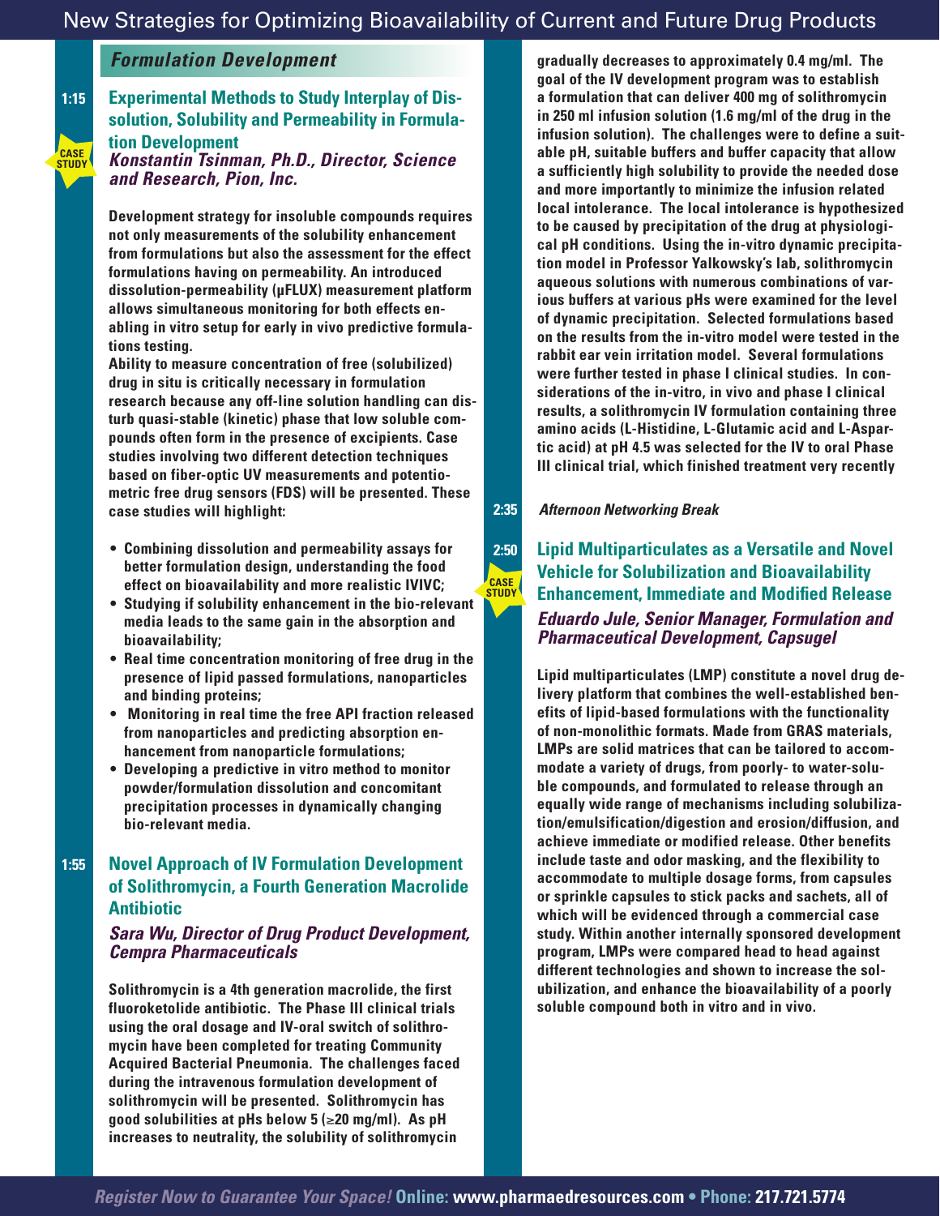## Formulation Development

**1:15** CASE STUDY

### Experimental Methods to Study Interplay of Dissolution, Solubility and Permeability in Formulation Development

***Konstantin Tsinman, Ph.D., Director, Science and Research, Pion, Inc.***

**Development strategy for insoluble compounds requires not only measurements of the solubility enhancement from formulations but also the assessment for the effect formulations having on permeability. An introduced dissolution-permeability (μFLUX) measurement platform allows simultaneous monitoring for both effects enabling in vitro setup for early in vivo predictive formulations testing.**

**Ability to measure concentration of free (solubilized) drug in situ is critically necessary in formulation research because any off-line solution handling can disturb quasi-stable (kinetic) phase that low soluble compounds often form in the presence of excipients. Case studies involving two different detection techniques based on fiber-optic UV measurements and potentiometric free drug sensors (FDS) will be presented. These case studies will highlight:**

- **Combining dissolution and permeability assays for better formulation design, understanding the food effect on bioavailability and more realistic IVIVC;**
- **Studying if solubility enhancement in the bio-relevant media leads to the same gain in the absorption and bioavailability;**
- **Real time concentration monitoring of free drug in the presence of lipid passed formulations, nanoparticles and binding proteins;**
- **Monitoring in real time the free API fraction released from nanoparticles and predicting absorption enhancement from nanoparticle formulations;**
- **Developing a predictive in vitro method to monitor powder/formulation dissolution and concomitant precipitation processes in dynamically changing bio-relevant media.**

**1:55**

### Novel Approach of IV Formulation Development of Solithromycin, a Fourth Generation Macrolide Antibiotic

***Sara Wu, Director of Drug Product Development, Cempra Pharmaceuticals***

**Solithromycin is a 4th generation macrolide, the first fluoroketolide antibiotic. The Phase III clinical trials using the oral dosage and IV-oral switch of solithromycin have been completed for treating Community Acquired Bacterial Pneumonia. The challenges faced during the intravenous formulation development of solithromycin will be presented. Solithromycin has good solubilities at pHs below 5 (≥20 mg/ml). As pH increases to neutrality, the solubility of solithromycin gradually decreases to approximately 0.4 mg/ml. The goal of the IV development program was to establish a formulation that can deliver 400 mg of solithromycin in 250 ml infusion solution (1.6 mg/ml of the drug in the infusion solution). The challenges were to define a suitable pH, suitable buffers and buffer capacity that allow a sufficiently high solubility to provide the needed dose and more importantly to minimize the infusion related local intolerance. The local intolerance is hypothesized to be caused by precipitation of the drug at physiological pH conditions. Using the in-vitro dynamic precipitation model in Professor Yalkowsky's lab, solithromycin aqueous solutions with numerous combinations of various buffers at various pHs were examined for the level of dynamic precipitation. Selected formulations based on the results from the in-vitro model were tested in the rabbit ear vein irritation model. Several formulations were further tested in phase I clinical studies. In considerations of the in-vitro, in vivo and phase I clinical results, a solithromycin IV formulation containing three amino acids (L-Histidine, L-Glutamic acid and L-Aspartic acid) at pH 4.5 was selected for the IV to oral Phase III clinical trial, which finished treatment very recently**

**2:35** *Afternoon Networking Break*

**2:50** CASE STUDY

### Lipid Multiparticulates as a Versatile and Novel Vehicle for Solubilization and Bioavailability Enhancement, Immediate and Modified Release

***Eduardo Jule, Senior Manager, Formulation and Pharmaceutical Development, Capsugel***

**Lipid multiparticulates (LMP) constitute a novel drug delivery platform that combines the well-established benefits of lipid-based formulations with the functionality of non-monolithic formats. Made from GRAS materials, LMPs are solid matrices that can be tailored to accommodate a variety of drugs, from poorly- to water-soluble compounds, and formulated to release through an equally wide range of mechanisms including solubilization/emulsification/digestion and erosion/diffusion, and achieve immediate or modified release. Other benefits include taste and odor masking, and the flexibility to accommodate to multiple dosage forms, from capsules or sprinkle capsules to stick packs and sachets, all of which will be evidenced through a commercial case study. Within another internally sponsored development program, LMPs were compared head to head against different technologies and shown to increase the solubilization, and enhance the bioavailability of a poorly soluble compound both in vitro and in vivo.**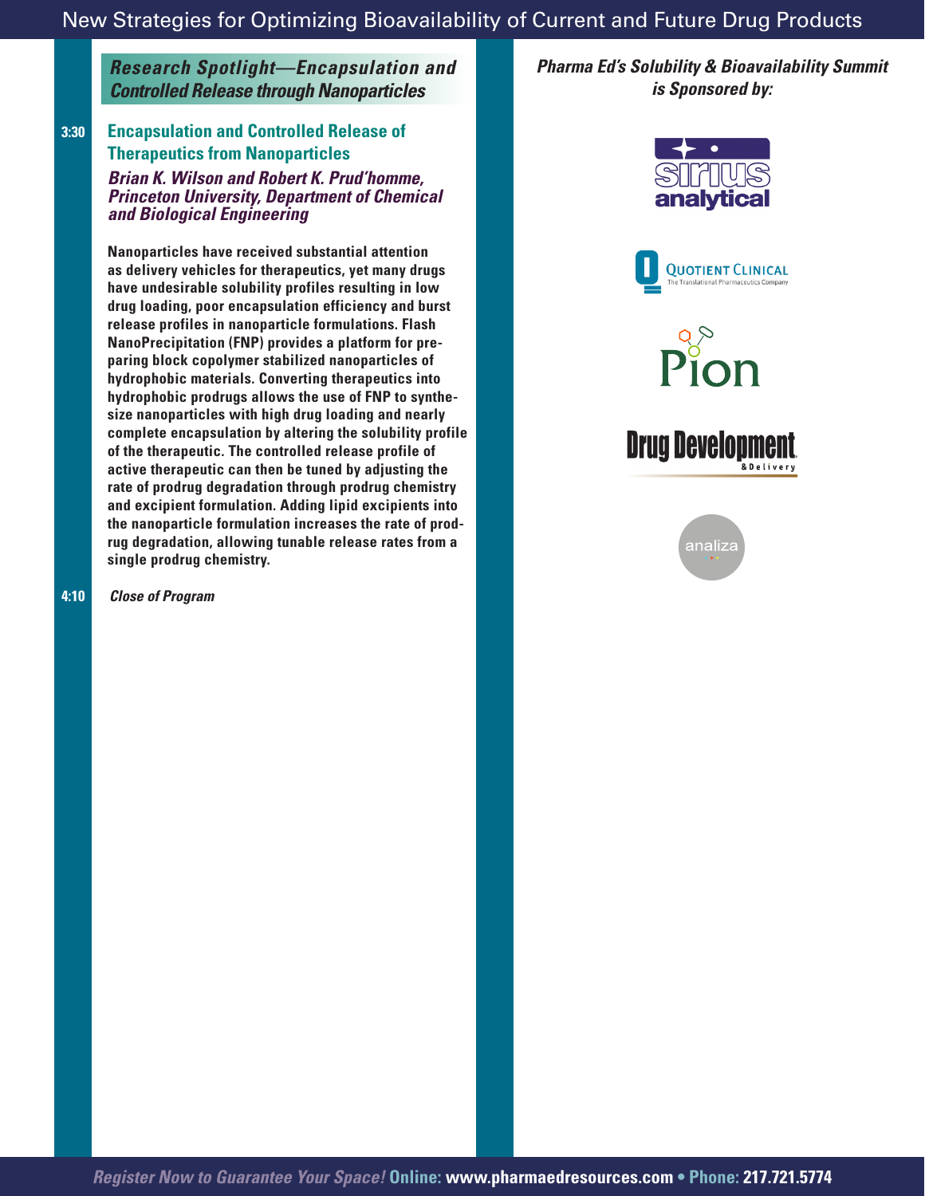## *Research Spotlight—Encapsulation and Controlled Release through Nanoparticles*

**3:30** **Encapsulation and Controlled Release of Therapeutics from Nanoparticles**

***Brian K. Wilson and Robert K. Prud'homme, Princeton University, Department of Chemical and Biological Engineering***

**Nanoparticles have received substantial attention as delivery vehicles for therapeutics, yet many drugs have undesirable solubility profiles resulting in low drug loading, poor encapsulation efficiency and burst release profiles in nanoparticle formulations. Flash NanoPrecipitation (FNP) provides a platform for preparing block copolymer stabilized nanoparticles of hydrophobic materials. Converting therapeutics into hydrophobic prodrugs allows the use of FNP to synthesize nanoparticles with high drug loading and nearly complete encapsulation by altering the solubility profile of the therapeutic. The controlled release profile of active therapeutic can then be tuned by adjusting the rate of prodrug degradation through prodrug chemistry and excipient formulation. Adding lipid excipients into the nanoparticle formulation increases the rate of prodrug degradation, allowing tunable release rates from a single prodrug chemistry.**

**4:10** *Close of Program*

***Pharma Ed's Solubility & Bioavailability Summit is Sponsored by:***

sirius analytical

Quotient Clinical — The Translational Pharmaceutics Company

Pion

Drug Development & Delivery

analiza

***Register Now to Guarantee Your Space!*** **Online: www.pharmaedresources.com • Phone: 217.721.5774**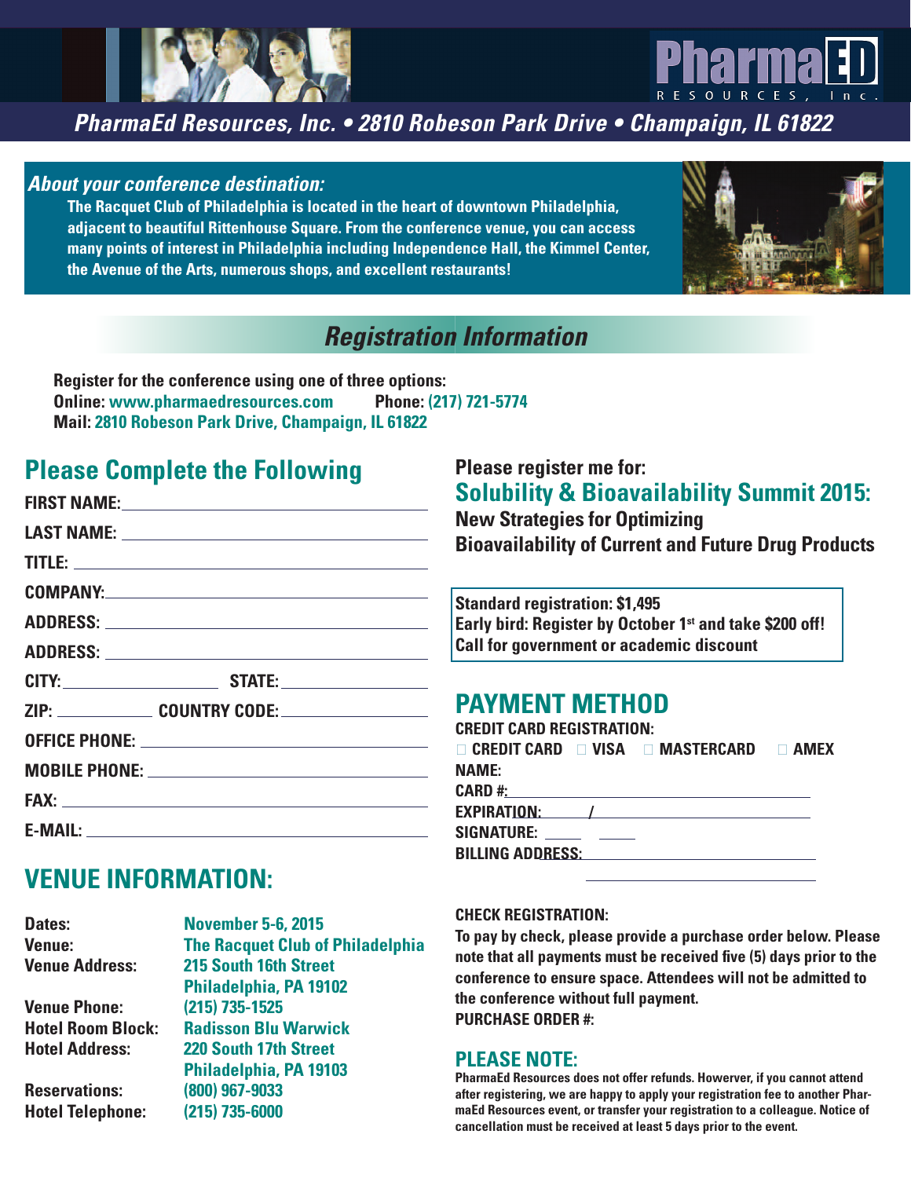**PharmaED RESOURCES, Inc.**

*PharmaEd Resources, Inc. • 2810 Robeson Park Drive • Champaign, IL 61822*

***About your conference destination:***

**The Racquet Club of Philadelphia is located in the heart of downtown Philadelphia, adjacent to beautiful Rittenhouse Square. From the conference venue, you can access many points of interest in Philadelphia including Independence Hall, the Kimmel Center, the Avenue of the Arts, numerous shops, and excellent restaurants!**

## *Registration Information*

**Register for the conference using one of three options:**
**Online:** www.pharmaedresources.com **Phone:** (217) 721-5774
**Mail:** 2810 Robeson Park Drive, Champaign, IL 61822

## Please Complete the Following

FIRST NAME: ______________________

LAST NAME: ______________________

TITLE: ______________________

COMPANY: ______________________

ADDRESS: ______________________

ADDRESS: ______________________

CITY: ____________ STATE: ____________

ZIP: ________ COUNTRY CODE: ____________

OFFICE PHONE: ______________________

MOBILE PHONE: ______________________

FAX: ______________________

E-MAIL: ______________________

## VENUE INFORMATION:

| | |
|---|---|
| **Dates:** | November 5-6, 2015 |
| **Venue:** | The Racquet Club of Philadelphia |
| **Venue Address:** | 215 South 16th Street<br>Philadelphia, PA 19102 |
| **Venue Phone:** | (215) 735-1525 |
| **Hotel Room Block:** | Radisson Blu Warwick |
| **Hotel Address:** | 220 South 17th Street<br>Philadelphia, PA 19103 |
| **Reservations:** | (800) 967-9033 |
| **Hotel Telephone:** | (215) 735-6000 |

**Please register me for:**

## Solubility & Bioavailability Summit 2015:

**New Strategies for Optimizing Bioavailability of Current and Future Drug Products**

**Standard registration: $1,495**
**Early bird: Register by October 1st and take $200 off!**
**Call for government or academic discount**

## PAYMENT METHOD

**CREDIT CARD REGISTRATION:**

☐ CREDIT CARD ☐ VISA ☐ MASTERCARD ☐ AMEX

NAME:

CARD #: ______________________

EXPIRATION: ______ / ______

SIGNATURE: ______________________

BILLING ADDRESS: ______________________

______________________

**CHECK REGISTRATION:**

**To pay by check, please provide a purchase order below. Please note that all payments must be received five (5) days prior to the conference to ensure space. Attendees will not be admitted to the conference without full payment.**

**PURCHASE ORDER #:**

## PLEASE NOTE:

**PharmaEd Resources does not offer refunds. Howerver, if you cannot attend after registering, we are happy to apply your registration fee to another PharmaEd Resources event, or transfer your registration to a colleague. Notice of cancellation must be received at least 5 days prior to the event.**